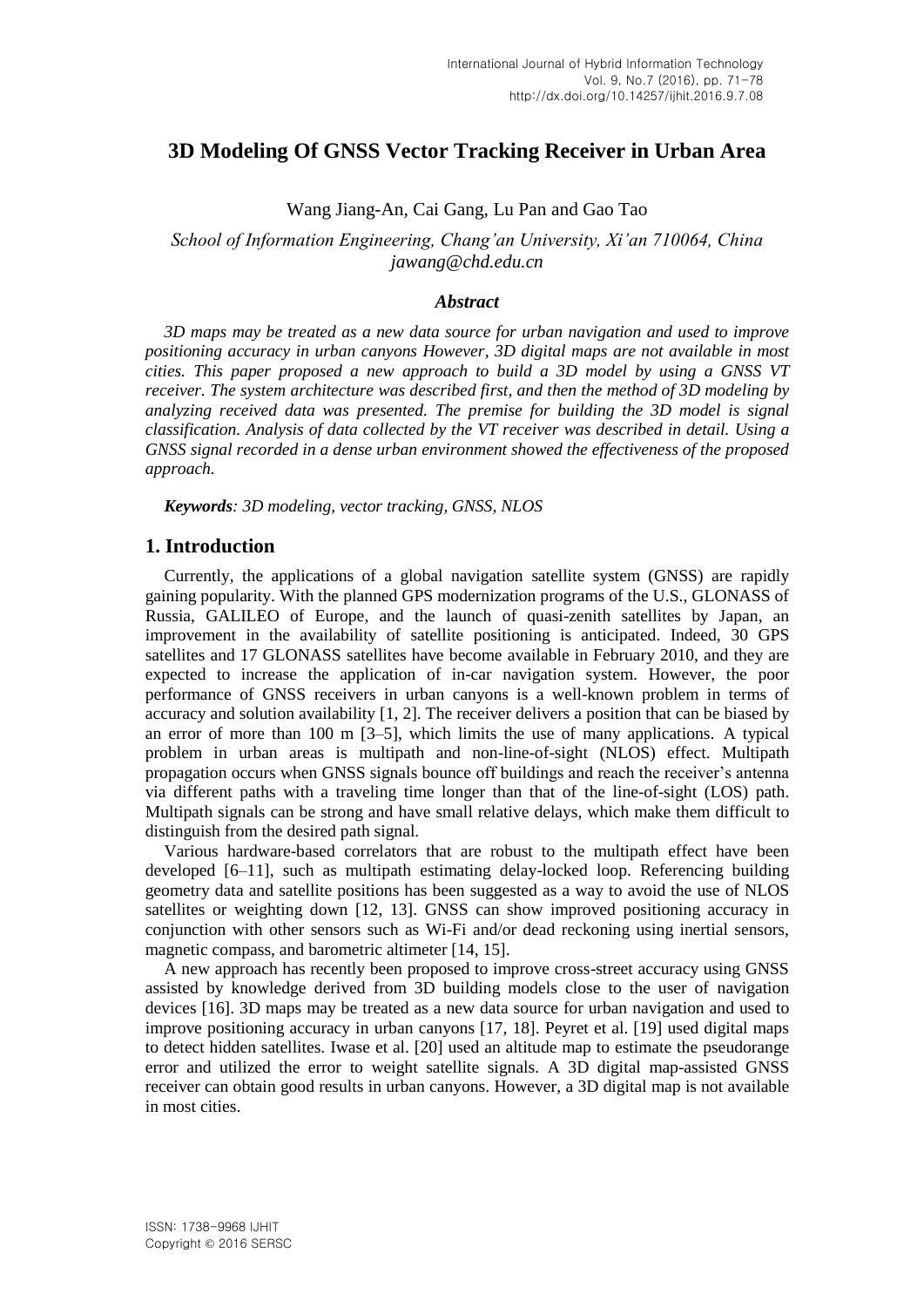# 3D Modeling Of GNSS Vector Tracking Receiver in Urban Area

Wang Jiang-An, Cai Gang, Lu Pan and Gao Tao

*School of Information Engineering, Chang'an University, Xi'an 710064, China*
*jawang@chd.edu.cn*

### *Abstract*

*3D maps may be treated as a new data source for urban navigation and used to improve positioning accuracy in urban canyons However, 3D digital maps are not available in most cities. This paper proposed a new approach to build a 3D model by using a GNSS VT receiver. The system architecture was described first, and then the method of 3D modeling by analyzing received data was presented. The premise for building the 3D model is signal classification. Analysis of data collected by the VT receiver was described in detail. Using a GNSS signal recorded in a dense urban environment showed the effectiveness of the proposed approach.*

***Keywords****: 3D modeling, vector tracking, GNSS, NLOS*

## 1. Introduction

Currently, the applications of a global navigation satellite system (GNSS) are rapidly gaining popularity. With the planned GPS modernization programs of the U.S., GLONASS of Russia, GALILEO of Europe, and the launch of quasi-zenith satellites by Japan, an improvement in the availability of satellite positioning is anticipated. Indeed, 30 GPS satellites and 17 GLONASS satellites have become available in February 2010, and they are expected to increase the application of in-car navigation system. However, the poor performance of GNSS receivers in urban canyons is a well-known problem in terms of accuracy and solution availability [1, 2]. The receiver delivers a position that can be biased by an error of more than 100 m [3–5], which limits the use of many applications. A typical problem in urban areas is multipath and non-line-of-sight (NLOS) effect. Multipath propagation occurs when GNSS signals bounce off buildings and reach the receiver's antenna via different paths with a traveling time longer than that of the line-of-sight (LOS) path. Multipath signals can be strong and have small relative delays, which make them difficult to distinguish from the desired path signal.

Various hardware-based correlators that are robust to the multipath effect have been developed [6–11], such as multipath estimating delay-locked loop. Referencing building geometry data and satellite positions has been suggested as a way to avoid the use of NLOS satellites or weighting down [12, 13]. GNSS can show improved positioning accuracy in conjunction with other sensors such as Wi-Fi and/or dead reckoning using inertial sensors, magnetic compass, and barometric altimeter [14, 15].

A new approach has recently been proposed to improve cross-street accuracy using GNSS assisted by knowledge derived from 3D building models close to the user of navigation devices [16]. 3D maps may be treated as a new data source for urban navigation and used to improve positioning accuracy in urban canyons [17, 18]. Peyret et al. [19] used digital maps to detect hidden satellites. Iwase et al. [20] used an altitude map to estimate the pseudorange error and utilized the error to weight satellite signals. A 3D digital map-assisted GNSS receiver can obtain good results in urban canyons. However, a 3D digital map is not available in most cities.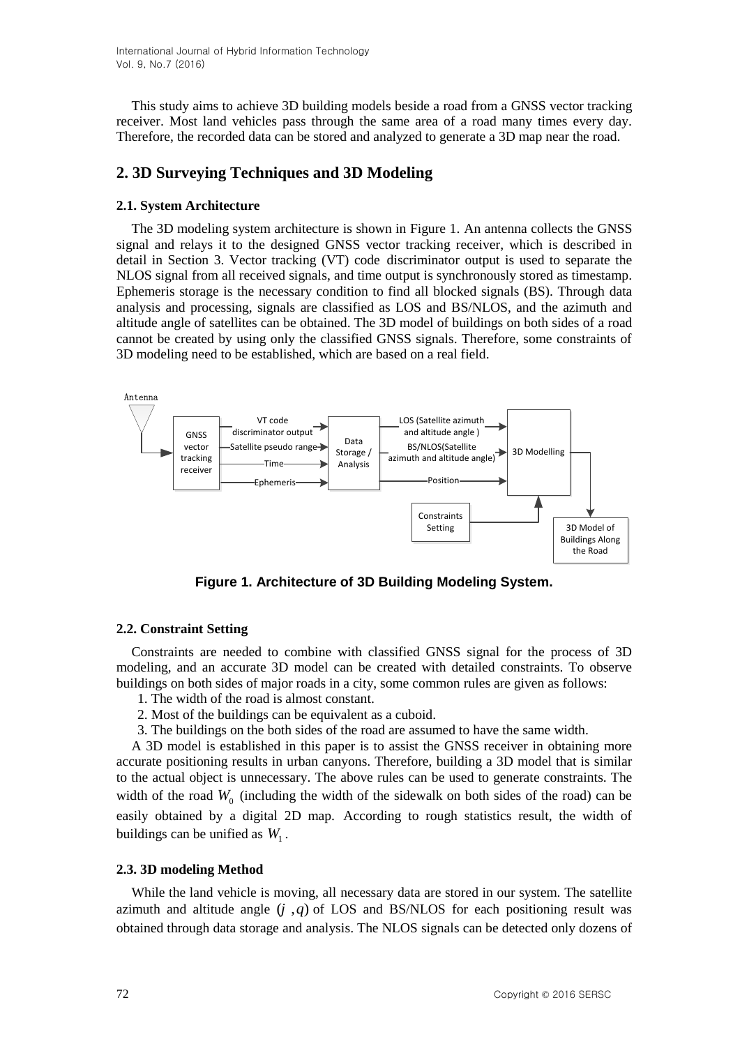This study aims to achieve 3D building models beside a road from a GNSS vector tracking receiver. Most land vehicles pass through the same area of a road many times every day. Therefore, the recorded data can be stored and analyzed to generate a 3D map near the road.

## 2. 3D Surveying Techniques and 3D Modeling

### 2.1. System Architecture

The 3D modeling system architecture is shown in Figure 1. An antenna collects the GNSS signal and relays it to the designed GNSS vector tracking receiver, which is described in detail in Section 3. Vector tracking (VT) code discriminator output is used to separate the NLOS signal from all received signals, and time output is synchronously stored as timestamp. Ephemeris storage is the necessary condition to find all blocked signals (BS). Through data analysis and processing, signals are classified as LOS and BS/NLOS, and the azimuth and altitude angle of satellites can be obtained. The 3D model of buildings on both sides of a road cannot be created by using only the classified GNSS signals. Therefore, some constraints of 3D modeling need to be established, which are based on a real field.

**Figure 1. Architecture of 3D Building Modeling System.**

### 2.2. Constraint Setting

Constraints are needed to combine with classified GNSS signal for the process of 3D modeling, and an accurate 3D model can be created with detailed constraints. To observe buildings on both sides of major roads in a city, some common rules are given as follows:

1. The width of the road is almost constant.
2. Most of the buildings can be equivalent as a cuboid.
3. The buildings on the both sides of the road are assumed to have the same width.

A 3D model is established in this paper is to assist the GNSS receiver in obtaining more accurate positioning results in urban canyons. Therefore, building a 3D model that is similar to the actual object is unnecessary. The above rules can be used to generate constraints. The width of the road $W_0$ (including the width of the sidewalk on both sides of the road) can be easily obtained by a digital 2D map. According to rough statistics result, the width of buildings can be unified as $W_1$.

### 2.3. 3D modeling Method

While the land vehicle is moving, all necessary data are stored in our system. The satellite azimuth and altitude angle $(j, q)$ of LOS and BS/NLOS for each positioning result was obtained through data storage and analysis. The NLOS signals can be detected only dozens of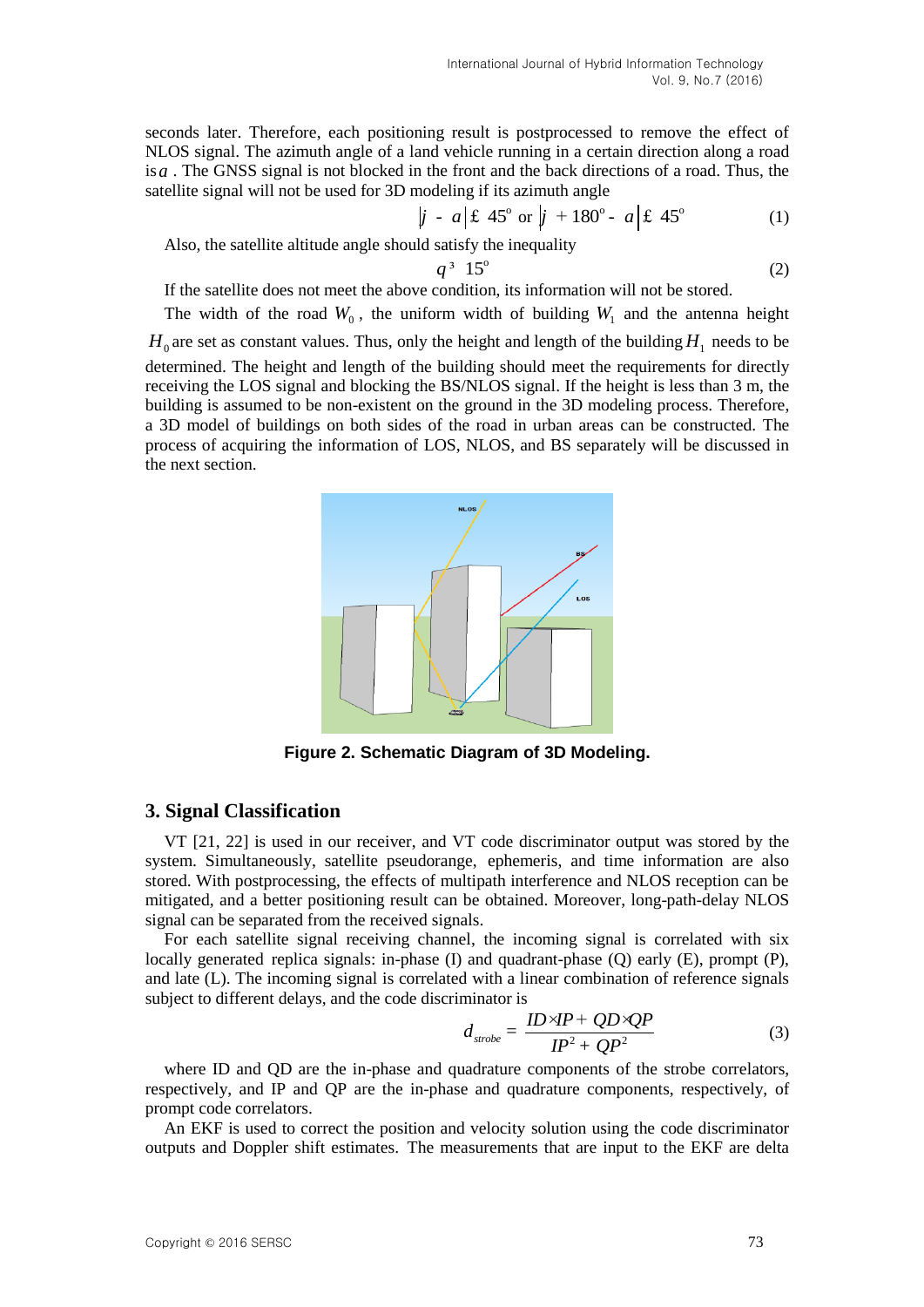seconds later. Therefore, each positioning result is postprocessed to remove the effect of NLOS signal. The azimuth angle of a land vehicle running in a certain direction along a road is $\alpha$ . The GNSS signal is not blocked in the front and the back directions of a road. Thus, the satellite signal will not be used for 3D modeling if its azimuth angle

$$|\varphi - \alpha| \leq 45^{\circ} \text{ or } |\varphi + 180^{\circ} - \alpha| \leq 45^{\circ} \tag{1}$$

Also, the satellite altitude angle should satisfy the inequality

$$\theta \geq 15^{\circ} \tag{2}$$

If the satellite does not meet the above condition, its information will not be stored.

The width of the road $W_0$ , the uniform width of building $W_1$ and the antenna height $H_0$ are set as constant values. Thus, only the height and length of the building $H_1$ needs to be determined. The height and length of the building should meet the requirements for directly receiving the LOS signal and blocking the BS/NLOS signal. If the height is less than 3 m, the building is assumed to be non-existent on the ground in the 3D modeling process. Therefore, a 3D model of buildings on both sides of the road in urban areas can be constructed. The process of acquiring the information of LOS, NLOS, and BS separately will be discussed in the next section.

**Figure 2. Schematic Diagram of 3D Modeling.**

## 3. Signal Classification

VT [21, 22] is used in our receiver, and VT code discriminator output was stored by the system. Simultaneously, satellite pseudorange, ephemeris, and time information are also stored. With postprocessing, the effects of multipath interference and NLOS reception can be mitigated, and a better positioning result can be obtained. Moreover, long-path-delay NLOS signal can be separated from the received signals.

For each satellite signal receiving channel, the incoming signal is correlated with six locally generated replica signals: in-phase (I) and quadrant-phase (Q) early (E), prompt (P), and late (L). The incoming signal is correlated with a linear combination of reference signals subject to different delays, and the code discriminator is

$$d_{strobe} = \frac{ID \times IP + QD \times QP}{IP^2 + QP^2} \tag{3}$$

where ID and QD are the in-phase and quadrature components of the strobe correlators, respectively, and IP and QP are the in-phase and quadrature components, respectively, of prompt code correlators.

An EKF is used to correct the position and velocity solution using the code discriminator outputs and Doppler shift estimates. The measurements that are input to the EKF are delta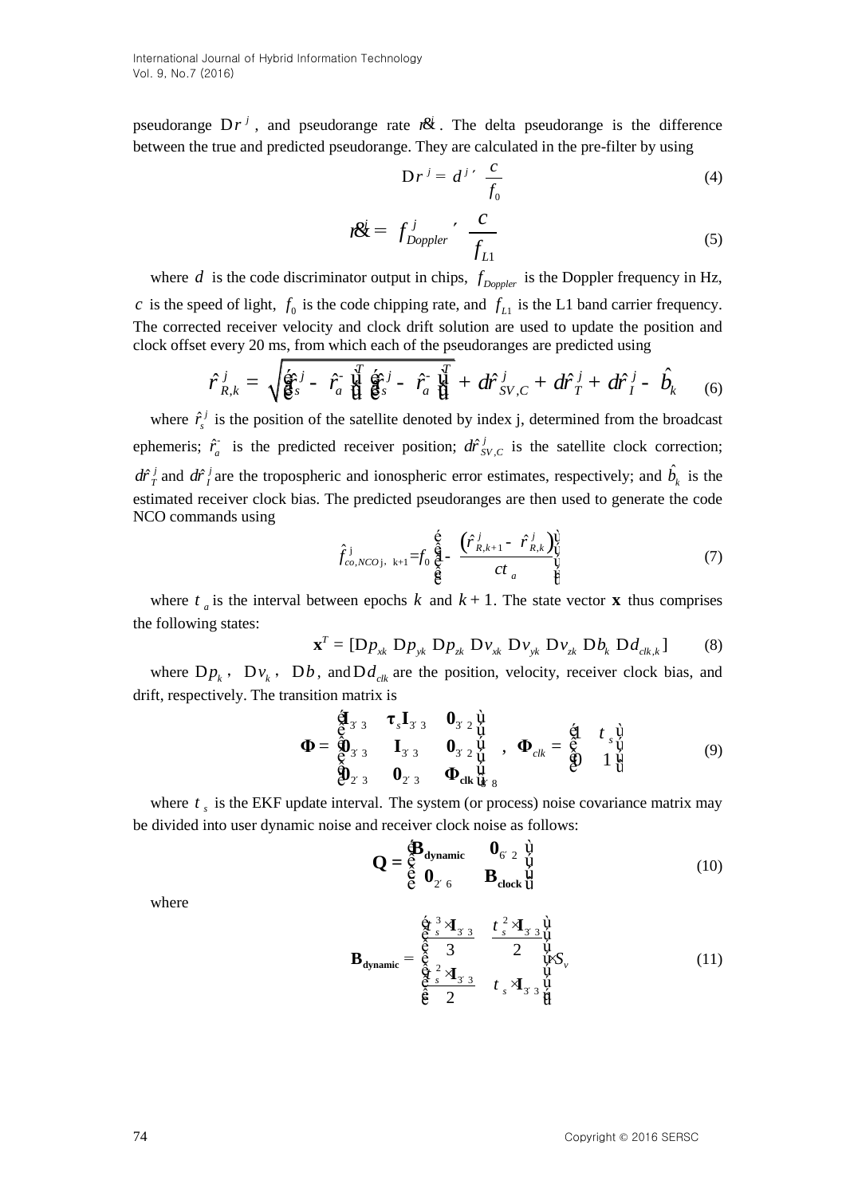pseudorange $\Delta\rho^j$, and pseudorange rate $\dot{\rho}^j$. The delta pseudorange is the difference between the true and predicted pseudorange. They are calculated in the pre-filter by using

$$\Delta\rho^j = d^j \times \frac{c}{f_0} \tag{4}$$

$$\dot{\rho}^j = f^j_{Doppler} \times \frac{c}{f_{L1}} \tag{5}$$

where $d$ is the code discriminator output in chips, $f_{Doppler}$ is the Doppler frequency in Hz, $c$ is the speed of light, $f_0$ is the code chipping rate, and $f_{L1}$ is the L1 band carrier frequency. The corrected receiver velocity and clock drift solution are used to update the position and clock offset every 20 ms, from which each of the pseudoranges are predicted using

$$\hat{\rho}^j_{R,k} = \sqrt{\left[\hat{r}^j_s - \hat{r}^-_a\right]^T \left[\hat{r}^j_s - \hat{r}^-_a\right]^T} + \delta\hat{\rho}^j_{SV,C} + \delta\hat{\rho}^j_T + \delta\hat{\rho}^j_I - \hat{b}_k \tag{6}$$

where $\hat{r}^j_s$ is the position of the satellite denoted by index j, determined from the broadcast ephemeris; $\hat{r}^-_a$ is the predicted receiver position; $\delta\hat{\rho}^j_{SV,C}$ is the satellite clock correction; $\delta\hat{\rho}^j_T$ and $\delta\hat{\rho}^j_I$ are the tropospheric and ionospheric error estimates, respectively; and $\hat{b}_k$ is the estimated receiver clock bias. The predicted pseudoranges are then used to generate the code NCO commands using

$$\hat{f}^{\,j}_{co,NCO\,j,\ k+1} = f_0 \left[1 - \frac{\left(\hat{\rho}^j_{R,k+1} - \hat{\rho}^j_{R,k}\right)}{c\tau_a}\right] \tag{7}$$

where $\tau_a$ is the interval between epochs $k$ and $k+1$. The state vector $\mathbf{x}$ thus comprises the following states:

$$\mathbf{x}^T = [\Delta p_{xk}\ \Delta p_{yk}\ \Delta p_{zk}\ \Delta v_{xk}\ \Delta v_{yk}\ \Delta v_{zk}\ \Delta b_k\ \Delta d_{clk,k}] \tag{8}$$

where $\Delta p_k$, $\Delta v_k$, $\Delta b$, and $\Delta d_{clk}$ are the position, velocity, receiver clock bias, and drift, respectively. The transition matrix is

$$\mathbf{\Phi} = \begin{bmatrix} \mathbf{I}_{3\times 3} & \boldsymbol{\tau}_s \mathbf{I}_{3\times 3} & \mathbf{0}_{3\times 2} \\ \mathbf{0}_{3\times 3} & \mathbf{I}_{3\times 3} & \mathbf{0}_{3\times 2} \\ \mathbf{0}_{2\times 3} & \mathbf{0}_{2\times 3} & \mathbf{\Phi_{clk}} \end{bmatrix}_{8\times 8},\quad \mathbf{\Phi}_{clk} = \begin{bmatrix} 1 & \tau_s \\ 0 & 1 \end{bmatrix} \tag{9}$$

where $\tau_s$ is the EKF update interval. The system (or process) noise covariance matrix may be divided into user dynamic noise and receiver clock noise as follows:

$$\mathbf{Q} = \begin{bmatrix} \mathbf{B_{dynamic}} & \mathbf{0}_{6\times 2} \\ \mathbf{0}_{2\times 6} & \mathbf{B_{clock}} \end{bmatrix} \tag{10}$$

where

$$\mathbf{B_{dynamic}} = \begin{bmatrix} \dfrac{\tau_s^3 \cdot \mathbf{I}_{3\times 3}}{3} & \dfrac{\tau_s^2 \cdot \mathbf{I}_{3\times 3}}{2} \\ \dfrac{\tau_s^2 \cdot \mathbf{I}_{3\times 3}}{2} & \tau_s \cdot \mathbf{I}_{3\times 3} \end{bmatrix} \cdot S_v \tag{11}$$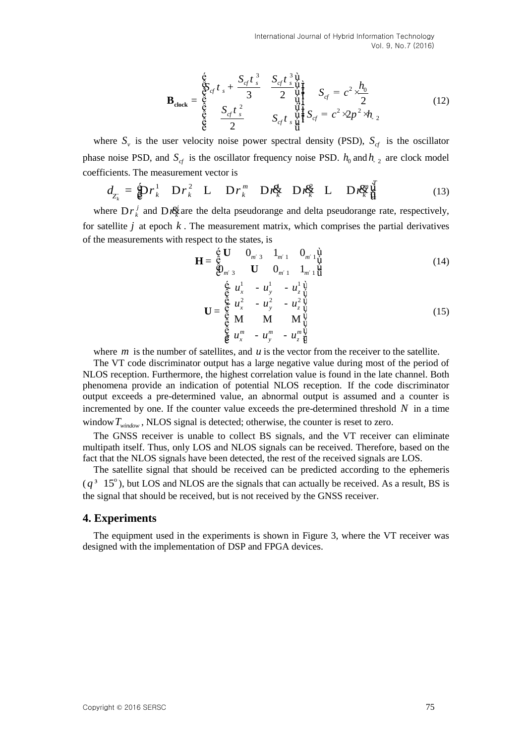$$\mathbf{B}_{\mathbf{clock}} = \begin{bmatrix} S_{cf} t_s + \dfrac{S_{cf} t_s^3}{3} & \dfrac{S_{cf} t_s^3}{2} \\ \dfrac{S_{cf} t_s^2}{2} & S_{cf} t_s \end{bmatrix}, \quad \begin{cases} S_{cf} = c^2 \cdot \dfrac{h_0}{2} \\ S_{cf} = c^2 \cdot 2\pi^2 \cdot h_{-2} \end{cases} \tag{12}$$

where $S_v$ is the user velocity noise power spectral density (PSD), $S_{cf}$ is the oscillator phase noise PSD, and $S_{cf}$ is the oscillator frequency noise PSD. $h_0$ and $h_{-2}$ are clock model coefficients. The measurement vector is

$$d_{Z_k} = \begin{bmatrix} \Delta r_k^1 & \Delta r_k^2 & \cdots & \Delta r_k^m & \Delta \dot{r}_k^1 & \Delta \dot{r}_k^2 & \cdots & \Delta \dot{r}_k^m \end{bmatrix}^T \tag{13}$$

where $\Delta r_k^j$ and $\Delta \dot{r}_k^j$ are the delta pseudorange and delta pseudorange rate, respectively, for satellite $j$ at epoch $k$. The measurement matrix, which comprises the partial derivatives of the measurements with respect to the states, is

$$\mathbf{H} = \begin{bmatrix} \mathbf{U} & 0_{m\times 3} & 1_{m\times 1} & 0_{m\times 1} \\ 0_{m\times 3} & \mathbf{U} & 0_{m\times 1} & 1_{m\times 1} \end{bmatrix} \tag{14}$$

$$\mathbf{U} = \begin{bmatrix} u_x^1 & -u_y^1 & -u_z^1 \\ u_x^2 & -u_y^2 & -u_z^2 \\ \vdots & \vdots & \vdots \\ u_x^m & -u_y^m & -u_z^m \end{bmatrix} \tag{15}$$

where $m$ is the number of satellites, and $u$ is the vector from the receiver to the satellite.

The VT code discriminator output has a large negative value during most of the period of NLOS reception. Furthermore, the highest correlation value is found in the late channel. Both phenomena provide an indication of potential NLOS reception. If the code discriminator output exceeds a pre-determined value, an abnormal output is assumed and a counter is incremented by one. If the counter value exceeds the pre-determined threshold $N$ in a time window $T_{window}$, NLOS signal is detected; otherwise, the counter is reset to zero.

The GNSS receiver is unable to collect BS signals, and the VT receiver can eliminate multipath itself. Thus, only LOS and NLOS signals can be received. Therefore, based on the fact that the NLOS signals have been detected, the rest of the received signals are LOS.

The satellite signal that should be received can be predicted according to the ephemeris ($\theta \geq 15^{\circ}$), but LOS and NLOS are the signals that can actually be received. As a result, BS is the signal that should be received, but is not received by the GNSS receiver.

## 4. Experiments

The equipment used in the experiments is shown in Figure 3, where the VT receiver was designed with the implementation of DSP and FPGA devices.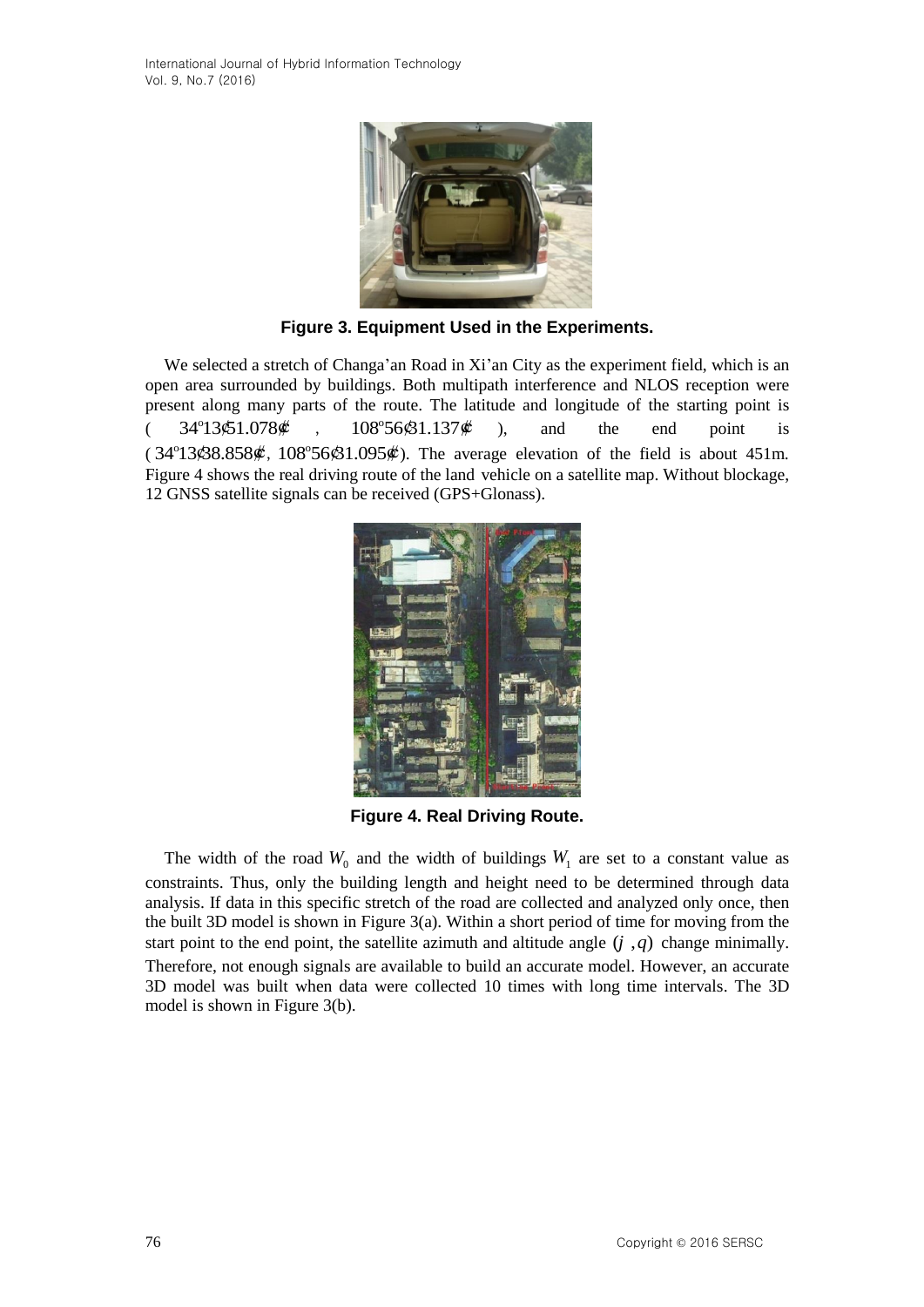**Figure 3. Equipment Used in the Experiments.**

We selected a stretch of Changa'an Road in Xi'an City as the experiment field, which is an open area surrounded by buildings. Both multipath interference and NLOS reception were present along many parts of the route. The latitude and longitude of the starting point is ( $34^{o}13'51.078''$ , $108^{o}56'31.137''$ ), and the end point is ( $34^{o}13'38.858''$, $108^{o}56'31.095''$). The average elevation of the field is about 451m. Figure 4 shows the real driving route of the land vehicle on a satellite map. Without blockage, 12 GNSS satellite signals can be received (GPS+Glonass).

**Figure 4. Real Driving Route.**

The width of the road $W_0$ and the width of buildings $W_1$ are set to a constant value as constraints. Thus, only the building length and height need to be determined through data analysis. If data in this specific stretch of the road are collected and analyzed only once, then the built 3D model is shown in Figure 3(a). Within a short period of time for moving from the start point to the end point, the satellite azimuth and altitude angle $(j, q)$ change minimally. Therefore, not enough signals are available to build an accurate model. However, an accurate 3D model was built when data were collected 10 times with long time intervals. The 3D model is shown in Figure 3(b).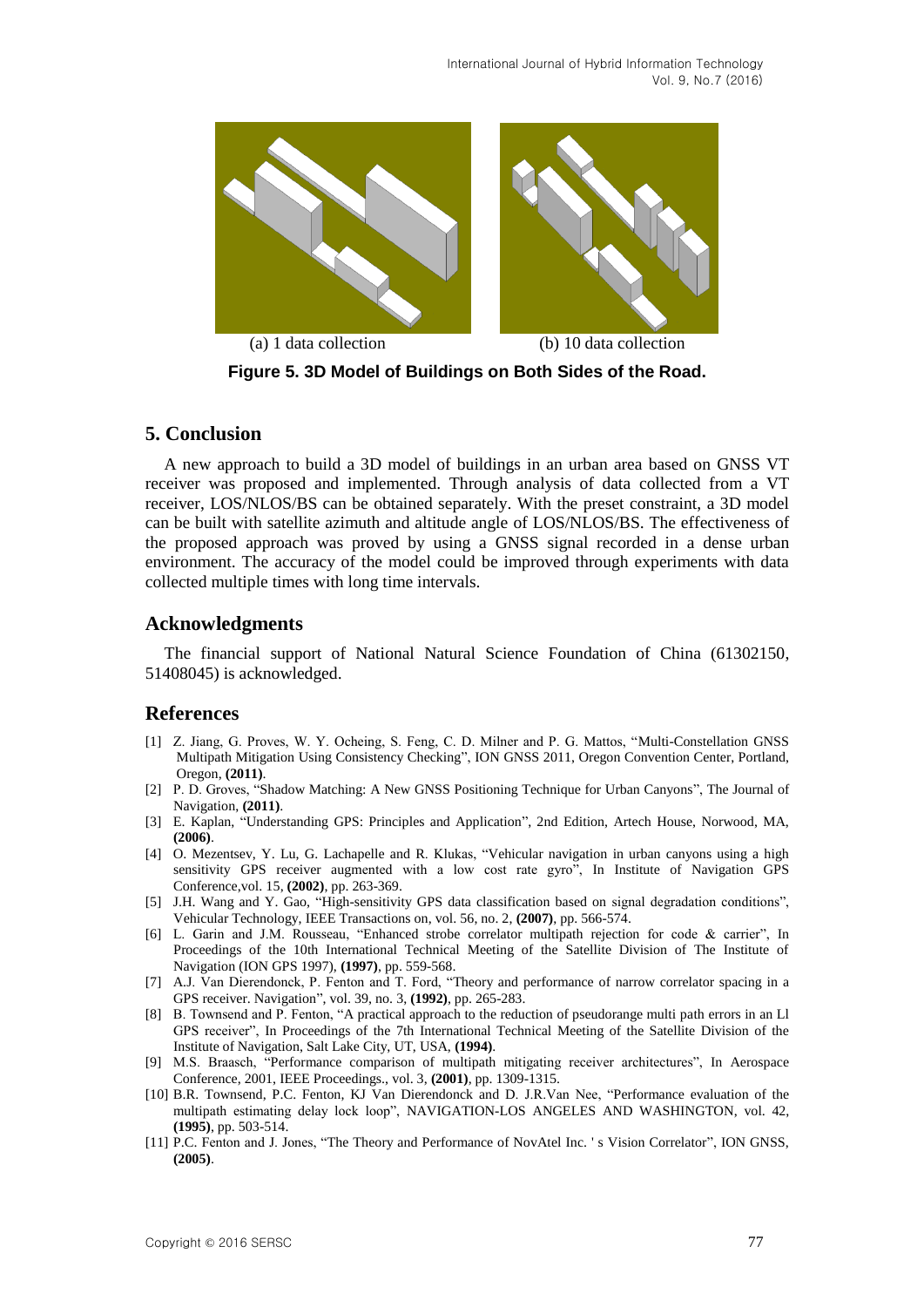(a) 1 data collection (b) 10 data collection

**Figure 5. 3D Model of Buildings on Both Sides of the Road.**

## 5. Conclusion

A new approach to build a 3D model of buildings in an urban area based on GNSS VT receiver was proposed and implemented. Through analysis of data collected from a VT receiver, LOS/NLOS/BS can be obtained separately. With the preset constraint, a 3D model can be built with satellite azimuth and altitude angle of LOS/NLOS/BS. The effectiveness of the proposed approach was proved by using a GNSS signal recorded in a dense urban environment. The accuracy of the model could be improved through experiments with data collected multiple times with long time intervals.

## Acknowledgments

The financial support of National Natural Science Foundation of China (61302150, 51408045) is acknowledged.

## References

[1] Z. Jiang, G. Proves, W. Y. Ocheing, S. Feng, C. D. Milner and P. G. Mattos, "Multi-Constellation GNSS Multipath Mitigation Using Consistency Checking", ION GNSS 2011, Oregon Convention Center, Portland, Oregon, **(2011)**.

[2] P. D. Groves, "Shadow Matching: A New GNSS Positioning Technique for Urban Canyons", The Journal of Navigation, **(2011)**.

[3] E. Kaplan, "Understanding GPS: Principles and Application", 2nd Edition, Artech House, Norwood, MA, **(2006)**.

[4] O. Mezentsev, Y. Lu, G. Lachapelle and R. Klukas, "Vehicular navigation in urban canyons using a high sensitivity GPS receiver augmented with a low cost rate gyro", In Institute of Navigation GPS Conference,vol. 15, **(2002)**, pp. 263-369.

[5] J.H. Wang and Y. Gao, "High-sensitivity GPS data classification based on signal degradation conditions", Vehicular Technology, IEEE Transactions on, vol. 56, no. 2, **(2007)**, pp. 566-574.

[6] L. Garin and J.M. Rousseau, "Enhanced strobe correlator multipath rejection for code & carrier", In Proceedings of the 10th International Technical Meeting of the Satellite Division of The Institute of Navigation (ION GPS 1997), **(1997)**, pp. 559-568.

[7] A.J. Van Dierendonck, P. Fenton and T. Ford, "Theory and performance of narrow correlator spacing in a GPS receiver. Navigation", vol. 39, no. 3, **(1992)**, pp. 265-283.

[8] B. Townsend and P. Fenton, "A practical approach to the reduction of pseudorange multi path errors in an Ll GPS receiver", In Proceedings of the 7th International Technical Meeting of the Satellite Division of the Institute of Navigation, Salt Lake City, UT, USA, **(1994)**.

[9] M.S. Braasch, "Performance comparison of multipath mitigating receiver architectures", In Aerospace Conference, 2001, IEEE Proceedings., vol. 3, **(2001)**, pp. 1309-1315.

[10] B.R. Townsend, P.C. Fenton, KJ Van Dierendonck and D. J.R.Van Nee, "Performance evaluation of the multipath estimating delay lock loop", NAVIGATION-LOS ANGELES AND WASHINGTON, vol. 42, **(1995)**, pp. 503-514.

[11] P.C. Fenton and J. Jones, "The Theory and Performance of NovAtel Inc. ' s Vision Correlator", ION GNSS, **(2005)**.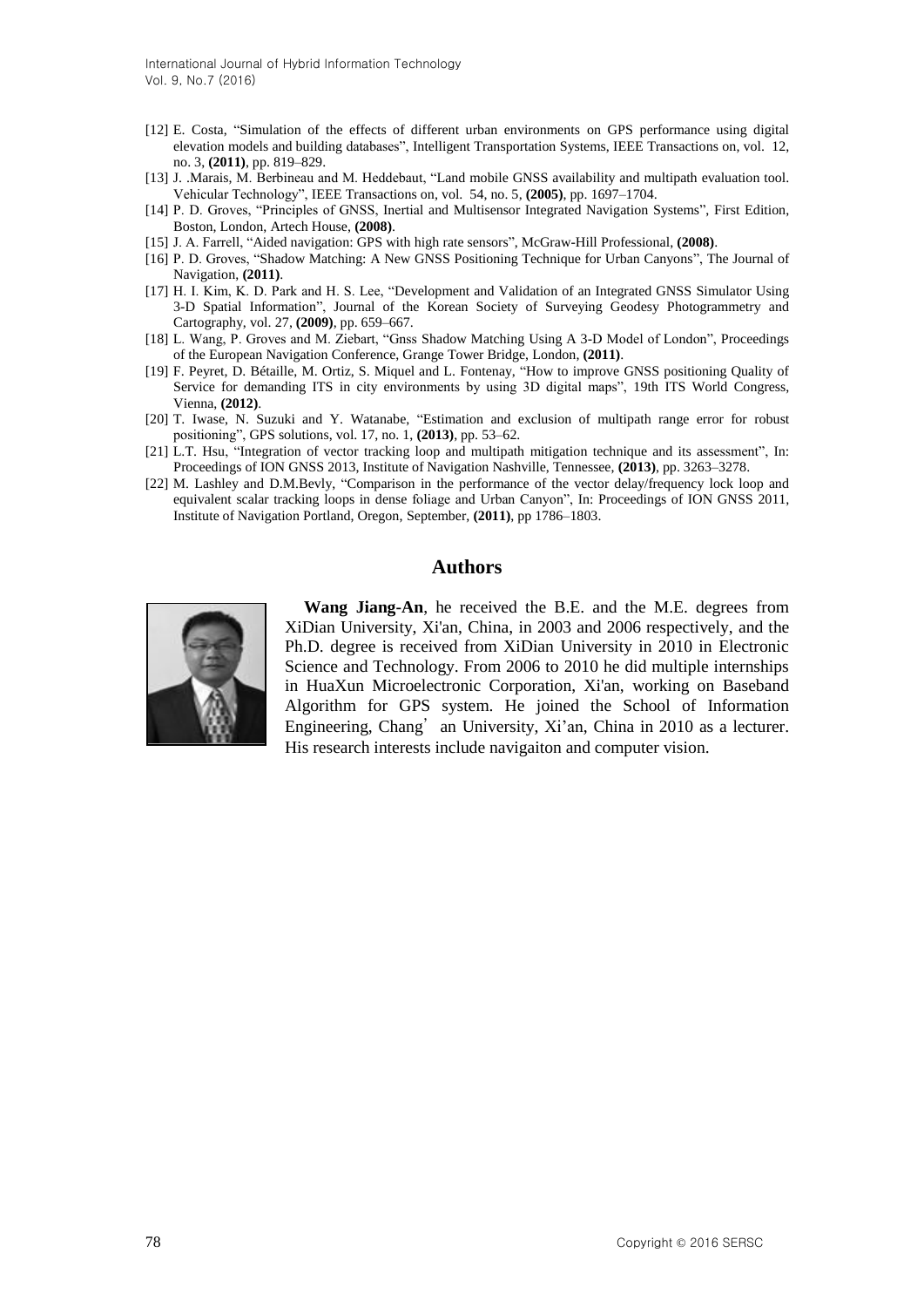[12] E. Costa, "Simulation of the effects of different urban environments on GPS performance using digital elevation models and building databases", Intelligent Transportation Systems, IEEE Transactions on, vol. 12, no. 3, **(2011)**, pp. 819–829.

[13] J. .Marais, M. Berbineau and M. Heddebaut, "Land mobile GNSS availability and multipath evaluation tool. Vehicular Technology", IEEE Transactions on, vol. 54, no. 5, **(2005)**, pp. 1697–1704.

[14] P. D. Groves, "Principles of GNSS, Inertial and Multisensor Integrated Navigation Systems", First Edition, Boston, London, Artech House, **(2008)**.

[15] J. A. Farrell, "Aided navigation: GPS with high rate sensors", McGraw-Hill Professional, **(2008)**.

[16] P. D. Groves, "Shadow Matching: A New GNSS Positioning Technique for Urban Canyons", The Journal of Navigation, **(2011)**.

[17] H. I. Kim, K. D. Park and H. S. Lee, "Development and Validation of an Integrated GNSS Simulator Using 3-D Spatial Information", Journal of the Korean Society of Surveying Geodesy Photogrammetry and Cartography, vol. 27, **(2009)**, pp. 659–667.

[18] L. Wang, P. Groves and M. Ziebart, "Gnss Shadow Matching Using A 3-D Model of London", Proceedings of the European Navigation Conference, Grange Tower Bridge, London, **(2011)**.

[19] F. Peyret, D. Bétaille, M. Ortiz, S. Miquel and L. Fontenay, "How to improve GNSS positioning Quality of Service for demanding ITS in city environments by using 3D digital maps", 19th ITS World Congress, Vienna, **(2012)**.

[20] T. Iwase, N. Suzuki and Y. Watanabe, "Estimation and exclusion of multipath range error for robust positioning", GPS solutions, vol. 17, no. 1, **(2013)**, pp. 53–62.

[21] L.T. Hsu, "Integration of vector tracking loop and multipath mitigation technique and its assessment", In: Proceedings of ION GNSS 2013, Institute of Navigation Nashville, Tennessee, **(2013)**, pp. 3263–3278.

[22] M. Lashley and D.M.Bevly, "Comparison in the performance of the vector delay/frequency lock loop and equivalent scalar tracking loops in dense foliage and Urban Canyon", In: Proceedings of ION GNSS 2011, Institute of Navigation Portland, Oregon, September, **(2011)**, pp 1786–1803.

## Authors

**Wang Jiang-An**, he received the B.E. and the M.E. degrees from XiDian University, Xi'an, China, in 2003 and 2006 respectively, and the Ph.D. degree is received from XiDian University in 2010 in Electronic Science and Technology. From 2006 to 2010 he did multiple internships in HuaXun Microelectronic Corporation, Xi'an, working on Baseband Algorithm for GPS system. He joined the School of Information Engineering, Chang' an University, Xi'an, China in 2010 as a lecturer. His research interests include navigaiton and computer vision.